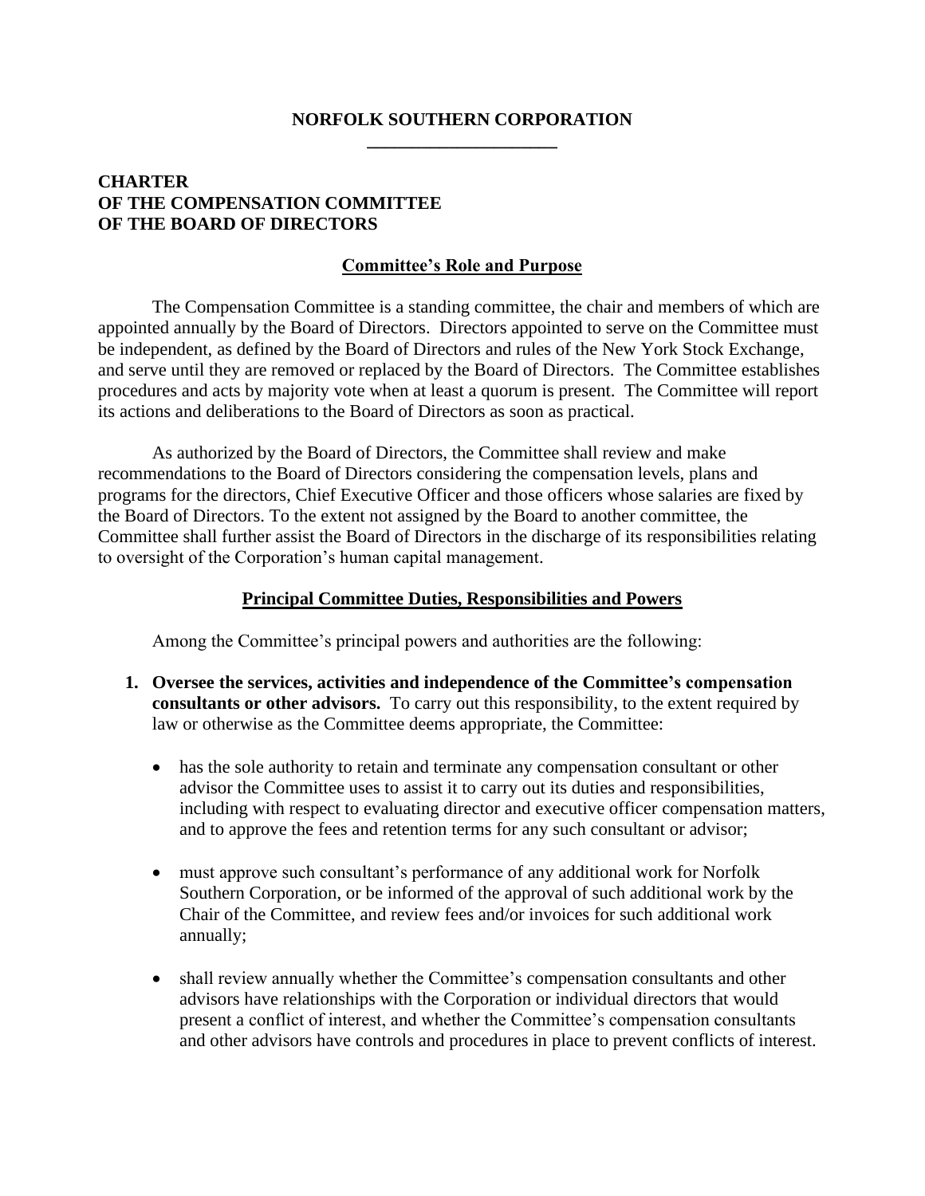# NORFOLK SOUTHERN CORPORATION

## CHARTER
## OF THE COMPENSATION COMMITTEE
## OF THE BOARD OF DIRECTORS

### Committee's Role and Purpose

The Compensation Committee is a standing committee, the chair and members of which are appointed annually by the Board of Directors. Directors appointed to serve on the Committee must be independent, as defined by the Board of Directors and rules of the New York Stock Exchange, and serve until they are removed or replaced by the Board of Directors. The Committee establishes procedures and acts by majority vote when at least a quorum is present. The Committee will report its actions and deliberations to the Board of Directors as soon as practical.

As authorized by the Board of Directors, the Committee shall review and make recommendations to the Board of Directors considering the compensation levels, plans and programs for the directors, Chief Executive Officer and those officers whose salaries are fixed by the Board of Directors. To the extent not assigned by the Board to another committee, the Committee shall further assist the Board of Directors in the discharge of its responsibilities relating to oversight of the Corporation's human capital management.

### Principal Committee Duties, Responsibilities and Powers

Among the Committee's principal powers and authorities are the following:

1. **Oversee the services, activities and independence of the Committee's compensation consultants or other advisors.** To carry out this responsibility, to the extent required by law or otherwise as the Committee deems appropriate, the Committee:

   - has the sole authority to retain and terminate any compensation consultant or other advisor the Committee uses to assist it to carry out its duties and responsibilities, including with respect to evaluating director and executive officer compensation matters, and to approve the fees and retention terms for any such consultant or advisor;

   - must approve such consultant's performance of any additional work for Norfolk Southern Corporation, or be informed of the approval of such additional work by the Chair of the Committee, and review fees and/or invoices for such additional work annually;

   - shall review annually whether the Committee's compensation consultants and other advisors have relationships with the Corporation or individual directors that would present a conflict of interest, and whether the Committee's compensation consultants and other advisors have controls and procedures in place to prevent conflicts of interest.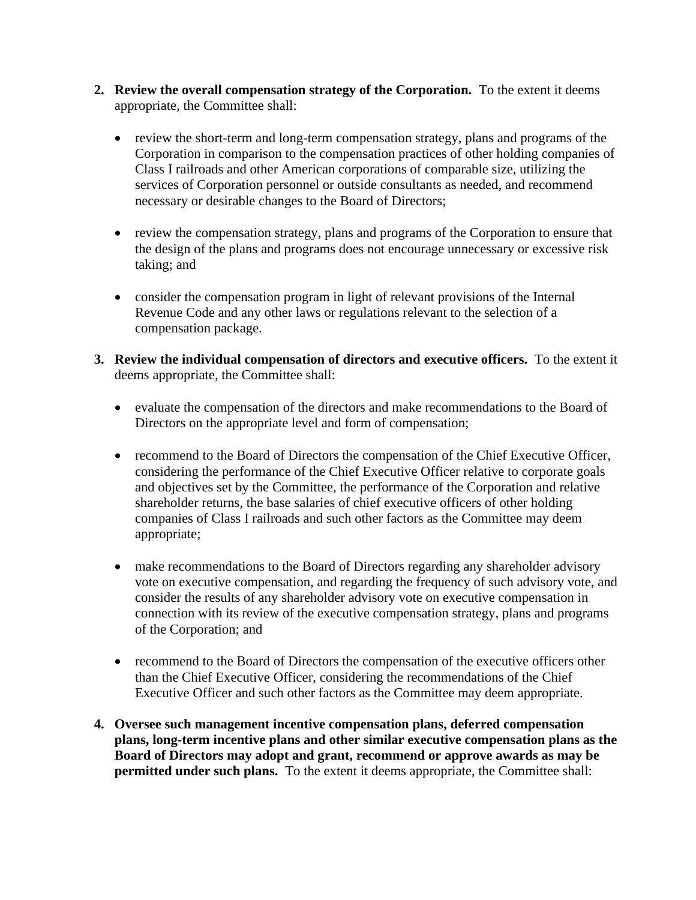2. **Review the overall compensation strategy of the Corporation.** To the extent it deems appropriate, the Committee shall:

   - review the short-term and long-term compensation strategy, plans and programs of the Corporation in comparison to the compensation practices of other holding companies of Class I railroads and other American corporations of comparable size, utilizing the services of Corporation personnel or outside consultants as needed, and recommend necessary or desirable changes to the Board of Directors;

   - review the compensation strategy, plans and programs of the Corporation to ensure that the design of the plans and programs does not encourage unnecessary or excessive risk taking; and

   - consider the compensation program in light of relevant provisions of the Internal Revenue Code and any other laws or regulations relevant to the selection of a compensation package.

3. **Review the individual compensation of directors and executive officers.** To the extent it deems appropriate, the Committee shall:

   - evaluate the compensation of the directors and make recommendations to the Board of Directors on the appropriate level and form of compensation;

   - recommend to the Board of Directors the compensation of the Chief Executive Officer, considering the performance of the Chief Executive Officer relative to corporate goals and objectives set by the Committee, the performance of the Corporation and relative shareholder returns, the base salaries of chief executive officers of other holding companies of Class I railroads and such other factors as the Committee may deem appropriate;

   - make recommendations to the Board of Directors regarding any shareholder advisory vote on executive compensation, and regarding the frequency of such advisory vote, and consider the results of any shareholder advisory vote on executive compensation in connection with its review of the executive compensation strategy, plans and programs of the Corporation; and

   - recommend to the Board of Directors the compensation of the executive officers other than the Chief Executive Officer, considering the recommendations of the Chief Executive Officer and such other factors as the Committee may deem appropriate.

4. **Oversee such management incentive compensation plans, deferred compensation plans, long-term incentive plans and other similar executive compensation plans as the Board of Directors may adopt and grant, recommend or approve awards as may be permitted under such plans.** To the extent it deems appropriate, the Committee shall: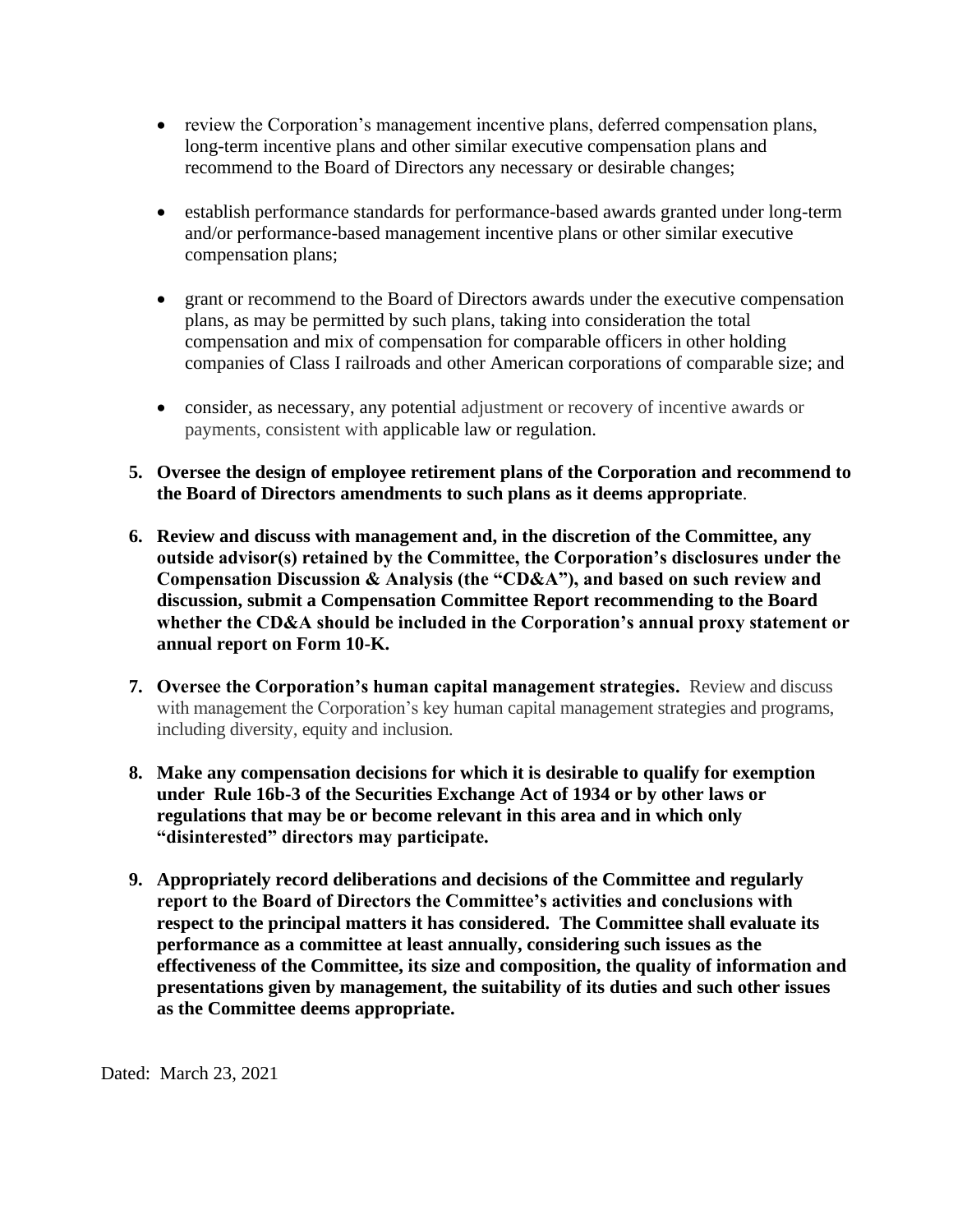- review the Corporation's management incentive plans, deferred compensation plans, long-term incentive plans and other similar executive compensation plans and recommend to the Board of Directors any necessary or desirable changes;

- establish performance standards for performance-based awards granted under long-term and/or performance-based management incentive plans or other similar executive compensation plans;

- grant or recommend to the Board of Directors awards under the executive compensation plans, as may be permitted by such plans, taking into consideration the total compensation and mix of compensation for comparable officers in other holding companies of Class I railroads and other American corporations of comparable size; and

- consider, as necessary, any potential adjustment or recovery of incentive awards or payments, consistent with applicable law or regulation.

5. **Oversee the design of employee retirement plans of the Corporation and recommend to the Board of Directors amendments to such plans as it deems appropriate**.

6. **Review and discuss with management and, in the discretion of the Committee, any outside advisor(s) retained by the Committee, the Corporation's disclosures under the Compensation Discussion & Analysis (the "CD&A"), and based on such review and discussion, submit a Compensation Committee Report recommending to the Board whether the CD&A should be included in the Corporation's annual proxy statement or annual report on Form 10-K.**

7. **Oversee the Corporation's human capital management strategies.** Review and discuss with management the Corporation's key human capital management strategies and programs, including diversity, equity and inclusion.

8. **Make any compensation decisions for which it is desirable to qualify for exemption under Rule 16b-3 of the Securities Exchange Act of 1934 or by other laws or regulations that may be or become relevant in this area and in which only "disinterested" directors may participate.**

9. **Appropriately record deliberations and decisions of the Committee and regularly report to the Board of Directors the Committee's activities and conclusions with respect to the principal matters it has considered. The Committee shall evaluate its performance as a committee at least annually, considering such issues as the effectiveness of the Committee, its size and composition, the quality of information and presentations given by management, the suitability of its duties and such other issues as the Committee deems appropriate.**

Dated: March 23, 2021